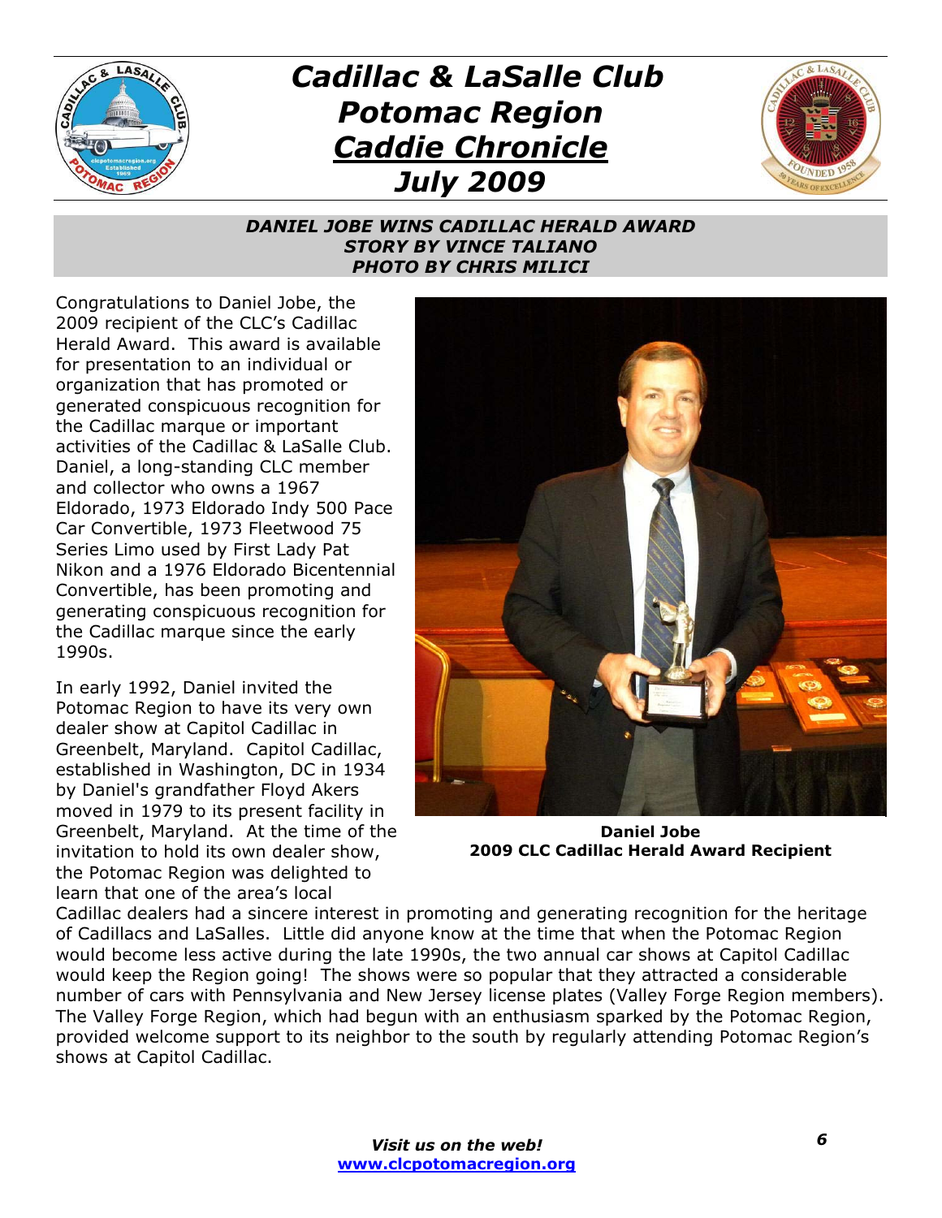# Cadillac & LaSalle Club Potomac Region

## Caddie Chronicle

## July 2009

### DANIEL JOBE WINS CADILLAC HERALD AWARD
**STORY BY VINCE TALIANO**
**PHOTO BY CHRIS MILICI**

Congratulations to Daniel Jobe, the 2009 recipient of the CLC's Cadillac Herald Award. This award is available for presentation to an individual or organization that has promoted or generated conspicuous recognition for the Cadillac marque or important activities of the Cadillac & LaSalle Club. Daniel, a long-standing CLC member and collector who owns a 1967 Eldorado, 1973 Eldorado Indy 500 Pace Car Convertible, 1973 Fleetwood 75 Series Limo used by First Lady Pat Nikon and a 1976 Eldorado Bicentennial Convertible, has been promoting and generating conspicuous recognition for the Cadillac marque since the early 1990s.

**Daniel Jobe**
**2009 CLC Cadillac Herald Award Recipient**

In early 1992, Daniel invited the Potomac Region to have its very own dealer show at Capitol Cadillac in Greenbelt, Maryland. Capitol Cadillac, established in Washington, DC in 1934 by Daniel's grandfather Floyd Akers moved in 1979 to its present facility in Greenbelt, Maryland. At the time of the invitation to hold its own dealer show, the Potomac Region was delighted to learn that one of the area's local Cadillac dealers had a sincere interest in promoting and generating recognition for the heritage of Cadillacs and LaSalles. Little did anyone know at the time that when the Potomac Region would become less active during the late 1990s, the two annual car shows at Capitol Cadillac would keep the Region going! The shows were so popular that they attracted a considerable number of cars with Pennsylvania and New Jersey license plates (Valley Forge Region members). The Valley Forge Region, which had begun with an enthusiasm sparked by the Potomac Region, provided welcome support to its neighbor to the south by regularly attending Potomac Region's shows at Capitol Cadillac.

*Visit us on the web!*
**www.clcpotomacregion.org**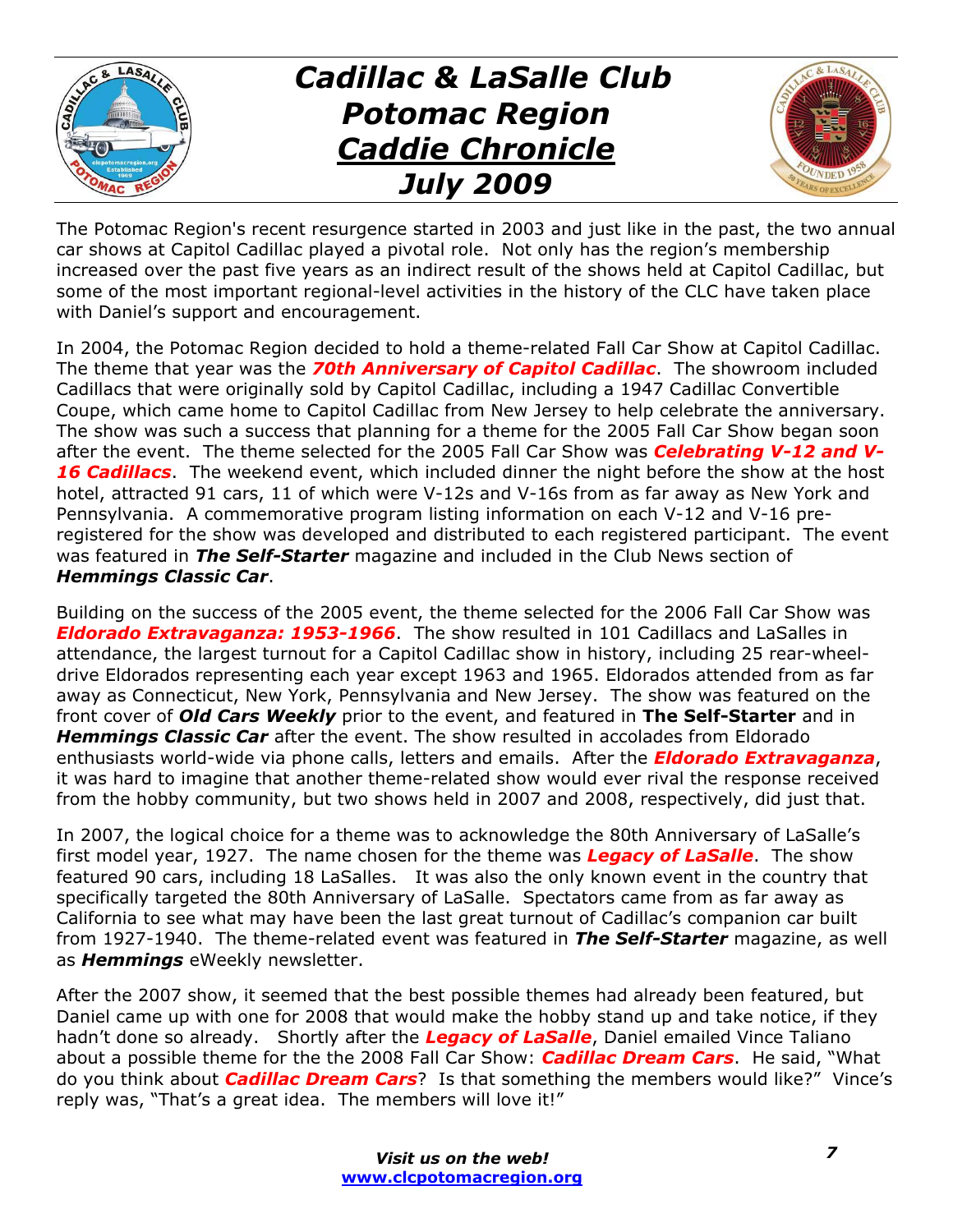# *Cadillac & LaSalle Club Potomac Region* *Caddie Chronicle* *July 2009*

The Potomac Region's recent resurgence started in 2003 and just like in the past, the two annual car shows at Capitol Cadillac played a pivotal role. Not only has the region's membership increased over the past five years as an indirect result of the shows held at Capitol Cadillac, but some of the most important regional-level activities in the history of the CLC have taken place with Daniel's support and encouragement.

In 2004, the Potomac Region decided to hold a theme-related Fall Car Show at Capitol Cadillac. The theme that year was the ***70th Anniversary of Capitol Cadillac***. The showroom included Cadillacs that were originally sold by Capitol Cadillac, including a 1947 Cadillac Convertible Coupe, which came home to Capitol Cadillac from New Jersey to help celebrate the anniversary. The show was such a success that planning for a theme for the 2005 Fall Car Show began soon after the event. The theme selected for the 2005 Fall Car Show was ***Celebrating V-12 and V-16 Cadillacs***. The weekend event, which included dinner the night before the show at the host hotel, attracted 91 cars, 11 of which were V-12s and V-16s from as far away as New York and Pennsylvania. A commemorative program listing information on each V-12 and V-16 pre-registered for the show was developed and distributed to each registered participant. The event was featured in ***The Self-Starter*** magazine and included in the Club News section of ***Hemmings Classic Car***.

Building on the success of the 2005 event, the theme selected for the 2006 Fall Car Show was ***Eldorado Extravaganza: 1953-1966***. The show resulted in 101 Cadillacs and LaSalles in attendance, the largest turnout for a Capitol Cadillac show in history, including 25 rear-wheel-drive Eldorados representing each year except 1963 and 1965. Eldorados attended from as far away as Connecticut, New York, Pennsylvania and New Jersey. The show was featured on the front cover of ***Old Cars Weekly*** prior to the event, and featured in **The Self-Starter** and in ***Hemmings Classic Car*** after the event. The show resulted in accolades from Eldorado enthusiasts world-wide via phone calls, letters and emails. After the ***Eldorado Extravaganza***, it was hard to imagine that another theme-related show would ever rival the response received from the hobby community, but two shows held in 2007 and 2008, respectively, did just that.

In 2007, the logical choice for a theme was to acknowledge the 80th Anniversary of LaSalle's first model year, 1927. The name chosen for the theme was ***Legacy of LaSalle***. The show featured 90 cars, including 18 LaSalles. It was also the only known event in the country that specifically targeted the 80th Anniversary of LaSalle. Spectators came from as far away as California to see what may have been the last great turnout of Cadillac's companion car built from 1927-1940. The theme-related event was featured in ***The Self-Starter*** magazine, as well as ***Hemmings*** eWeekly newsletter.

After the 2007 show, it seemed that the best possible themes had already been featured, but Daniel came up with one for 2008 that would make the hobby stand up and take notice, if they hadn't done so already. Shortly after the ***Legacy of LaSalle***, Daniel emailed Vince Taliano about a possible theme for the the 2008 Fall Car Show: ***Cadillac Dream Cars***. He said, "What do you think about ***Cadillac Dream Cars***? Is that something the members would like?" Vince's reply was, "That's a great idea. The members will love it!"

***Visit us on the web!***
**www.clcpotomacregion.org**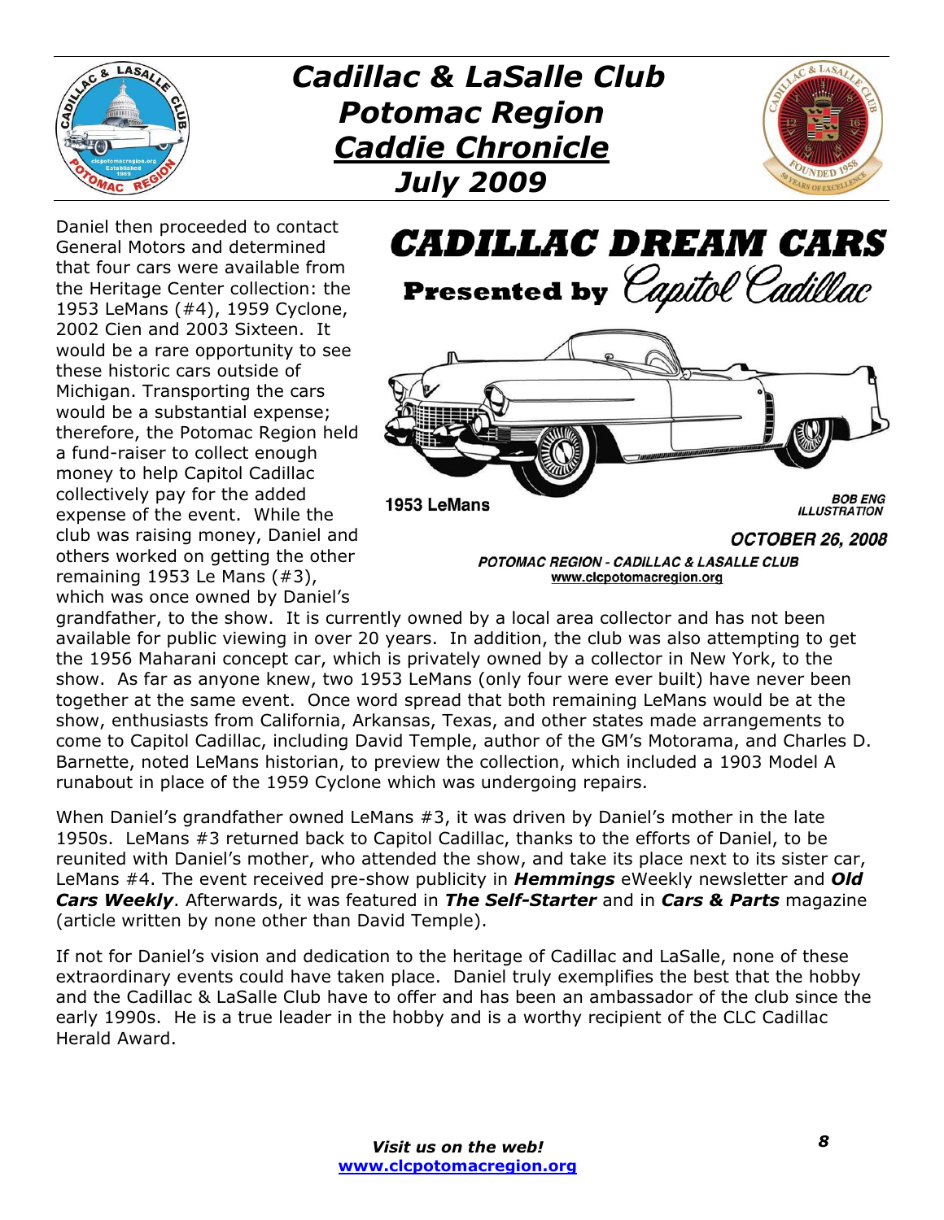Daniel then proceeded to contact General Motors and determined that four cars were available from the Heritage Center collection: the 1953 LeMans (#4), 1959 Cyclone, 2002 Cien and 2003 Sixteen. It would be a rare opportunity to see these historic cars outside of Michigan. Transporting the cars would be a substantial expense; therefore, the Potomac Region held a fund-raiser to collect enough money to help Capitol Cadillac collectively pay for the added expense of the event. While the club was raising money, Daniel and others worked on getting the other remaining 1953 Le Mans (#3), which was once owned by Daniel's grandfather, to the show. It is currently owned by a local area collector and has not been available for public viewing in over 20 years. In addition, the club was also attempting to get the 1956 Maharani concept car, which is privately owned by a collector in New York, to the show. As far as anyone knew, two 1953 LeMans (only four were ever built) have never been together at the same event. Once word spread that both remaining LeMans would be at the show, enthusiasts from California, Arkansas, Texas, and other states made arrangements to come to Capitol Cadillac, including David Temple, author of the GM's Motorama, and Charles D. Barnette, noted LeMans historian, to preview the collection, which included a 1903 Model A runabout in place of the 1959 Cyclone which was undergoing repairs.

**CADILLAC DREAM CARS**

**Presented by** Capitol Cadillac

1953 LeMans

BOB ENG ILLUSTRATION

OCTOBER 26, 2008

POTOMAC REGION - CADILLAC & LASALLE CLUB

www.clcpotomacregion.org

When Daniel's grandfather owned LeMans #3, it was driven by Daniel's mother in the late 1950s. LeMans #3 returned back to Capitol Cadillac, thanks to the efforts of Daniel, to be reunited with Daniel's mother, who attended the show, and take its place next to its sister car, LeMans #4. The event received pre-show publicity in ***Hemmings*** eWeekly newsletter and ***Old Cars Weekly***. Afterwards, it was featured in ***The Self-Starter*** and in ***Cars & Parts*** magazine (article written by none other than David Temple).

If not for Daniel's vision and dedication to the heritage of Cadillac and LaSalle, none of these extraordinary events could have taken place. Daniel truly exemplifies the best that the hobby and the Cadillac & LaSalle Club have to offer and has been an ambassador of the club since the early 1990s. He is a true leader in the hobby and is a worthy recipient of the CLC Cadillac Herald Award.